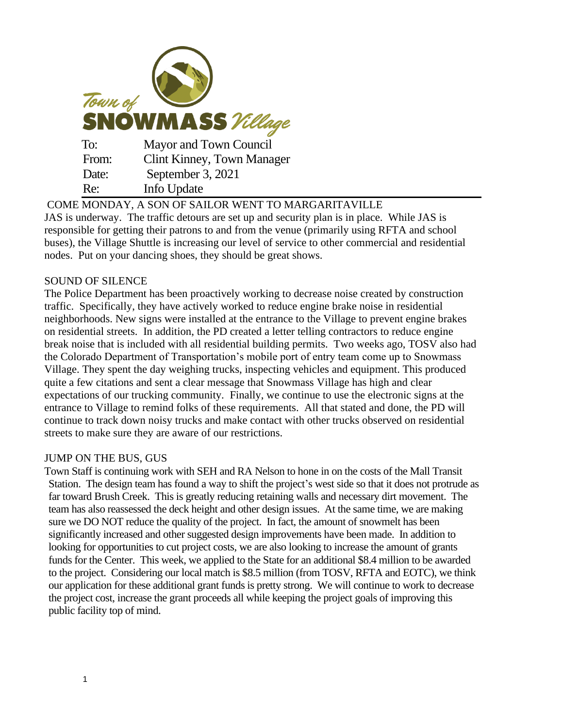Town of **SNOWMASS** Village

| | |
|---|---|
| To: | Mayor and Town Council |
| From: | Clint Kinney, Town Manager |
| Date: | September 3, 2021 |
| Re: | Info Update |

## COME MONDAY, A SON OF SAILOR WENT TO MARGARITAVILLE

JAS is underway. The traffic detours are set up and security plan is in place. While JAS is responsible for getting their patrons to and from the venue (primarily using RFTA and school buses), the Village Shuttle is increasing our level of service to other commercial and residential nodes. Put on your dancing shoes, they should be great shows.

## SOUND OF SILENCE

The Police Department has been proactively working to decrease noise created by construction traffic. Specifically, they have actively worked to reduce engine brake noise in residential neighborhoods. New signs were installed at the entrance to the Village to prevent engine brakes on residential streets. In addition, the PD created a letter telling contractors to reduce engine break noise that is included with all residential building permits. Two weeks ago, TOSV also had the Colorado Department of Transportation's mobile port of entry team come up to Snowmass Village. They spent the day weighing trucks, inspecting vehicles and equipment. This produced quite a few citations and sent a clear message that Snowmass Village has high and clear expectations of our trucking community. Finally, we continue to use the electronic signs at the entrance to Village to remind folks of these requirements. All that stated and done, the PD will continue to track down noisy trucks and make contact with other trucks observed on residential streets to make sure they are aware of our restrictions.

## JUMP ON THE BUS, GUS

Town Staff is continuing work with SEH and RA Nelson to hone in on the costs of the Mall Transit Station. The design team has found a way to shift the project's west side so that it does not protrude as far toward Brush Creek. This is greatly reducing retaining walls and necessary dirt movement. The team has also reassessed the deck height and other design issues. At the same time, we are making sure we DO NOT reduce the quality of the project. In fact, the amount of snowmelt has been significantly increased and other suggested design improvements have been made. In addition to looking for opportunities to cut project costs, we are also looking to increase the amount of grants funds for the Center. This week, we applied to the State for an additional $8.4 million to be awarded to the project. Considering our local match is $8.5 million (from TOSV, RFTA and EOTC), we think our application for these additional grant funds is pretty strong. We will continue to work to decrease the project cost, increase the grant proceeds all while keeping the project goals of improving this public facility top of mind.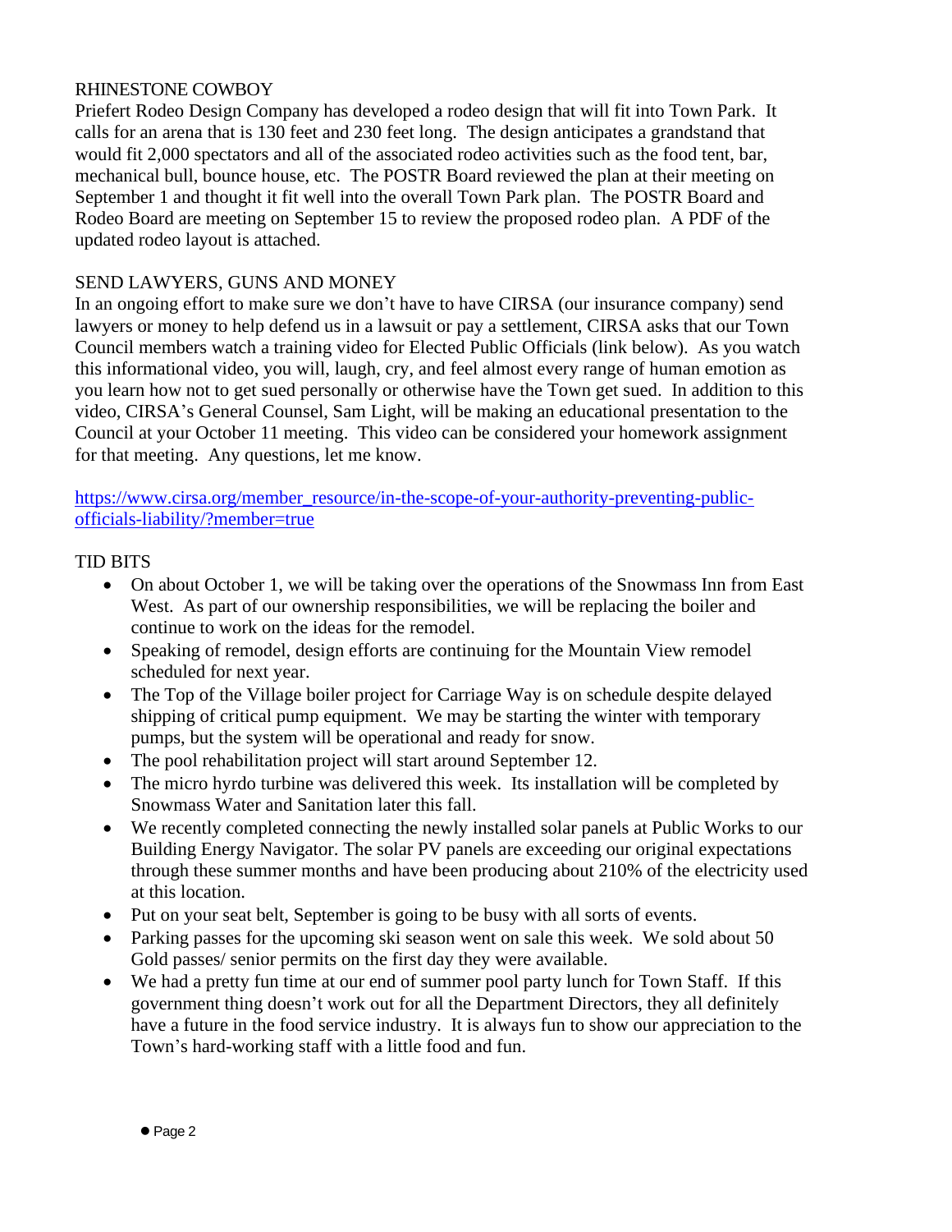## RHINESTONE COWBOY

Priefert Rodeo Design Company has developed a rodeo design that will fit into Town Park. It calls for an arena that is 130 feet and 230 feet long. The design anticipates a grandstand that would fit 2,000 spectators and all of the associated rodeo activities such as the food tent, bar, mechanical bull, bounce house, etc. The POSTR Board reviewed the plan at their meeting on September 1 and thought it fit well into the overall Town Park plan. The POSTR Board and Rodeo Board are meeting on September 15 to review the proposed rodeo plan. A PDF of the updated rodeo layout is attached.

## SEND LAWYERS, GUNS AND MONEY

In an ongoing effort to make sure we don't have to have CIRSA (our insurance company) send lawyers or money to help defend us in a lawsuit or pay a settlement, CIRSA asks that our Town Council members watch a training video for Elected Public Officials (link below). As you watch this informational video, you will, laugh, cry, and feel almost every range of human emotion as you learn how not to get sued personally or otherwise have the Town get sued. In addition to this video, CIRSA's General Counsel, Sam Light, will be making an educational presentation to the Council at your October 11 meeting. This video can be considered your homework assignment for that meeting. Any questions, let me know.

https://www.cirsa.org/member_resource/in-the-scope-of-your-authority-preventing-public-officials-liability/?member=true

## TID BITS

- On about October 1, we will be taking over the operations of the Snowmass Inn from East West. As part of our ownership responsibilities, we will be replacing the boiler and continue to work on the ideas for the remodel.
- Speaking of remodel, design efforts are continuing for the Mountain View remodel scheduled for next year.
- The Top of the Village boiler project for Carriage Way is on schedule despite delayed shipping of critical pump equipment. We may be starting the winter with temporary pumps, but the system will be operational and ready for snow.
- The pool rehabilitation project will start around September 12.
- The micro hyrdo turbine was delivered this week. Its installation will be completed by Snowmass Water and Sanitation later this fall.
- We recently completed connecting the newly installed solar panels at Public Works to our Building Energy Navigator. The solar PV panels are exceeding our original expectations through these summer months and have been producing about 210% of the electricity used at this location.
- Put on your seat belt, September is going to be busy with all sorts of events.
- Parking passes for the upcoming ski season went on sale this week. We sold about 50 Gold passes/ senior permits on the first day they were available.
- We had a pretty fun time at our end of summer pool party lunch for Town Staff. If this government thing doesn't work out for all the Department Directors, they all definitely have a future in the food service industry. It is always fun to show our appreciation to the Town's hard-working staff with a little food and fun.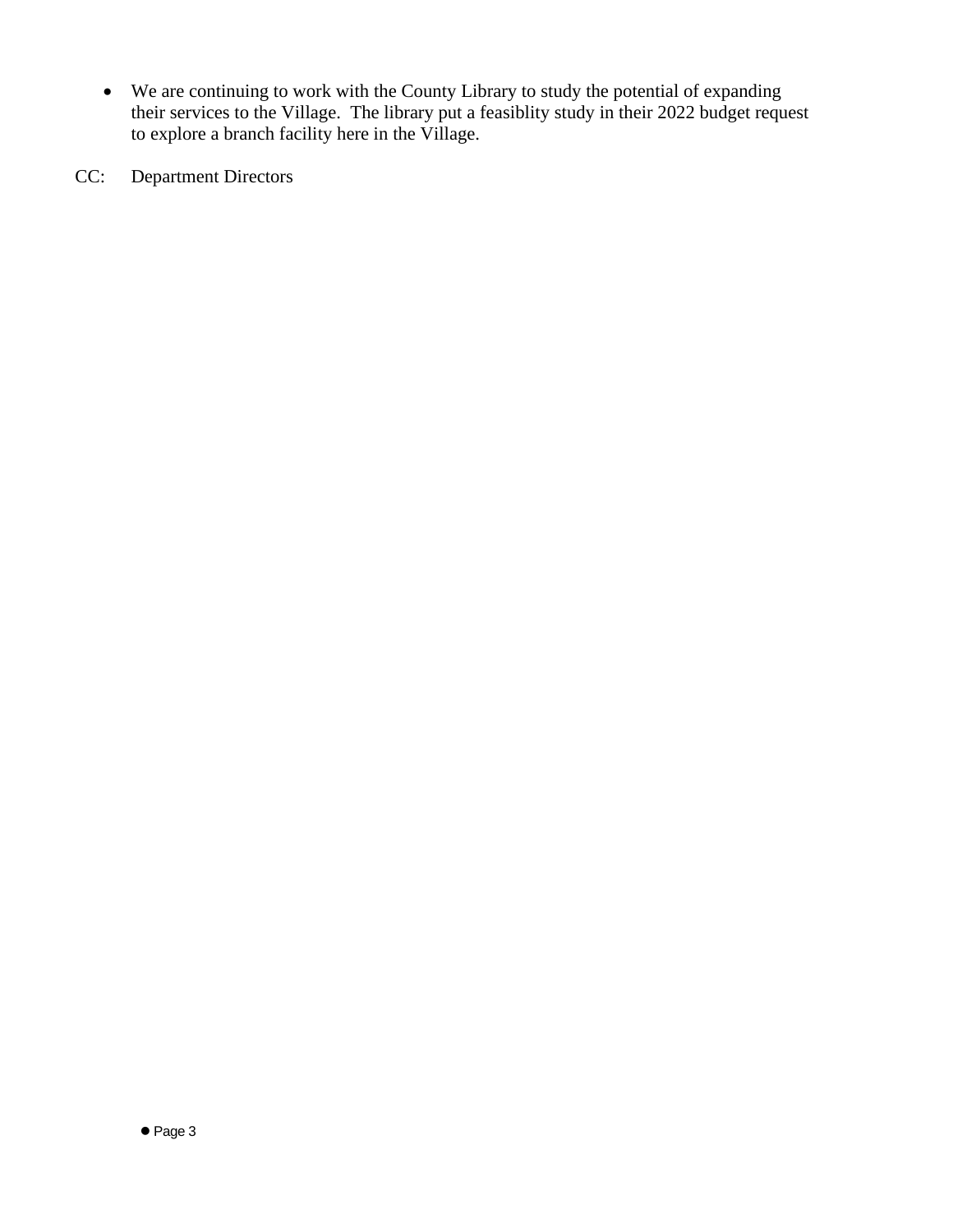- We are continuing to work with the County Library to study the potential of expanding their services to the Village. The library put a feasiblity study in their 2022 budget request to explore a branch facility here in the Village.

CC: Department Directors